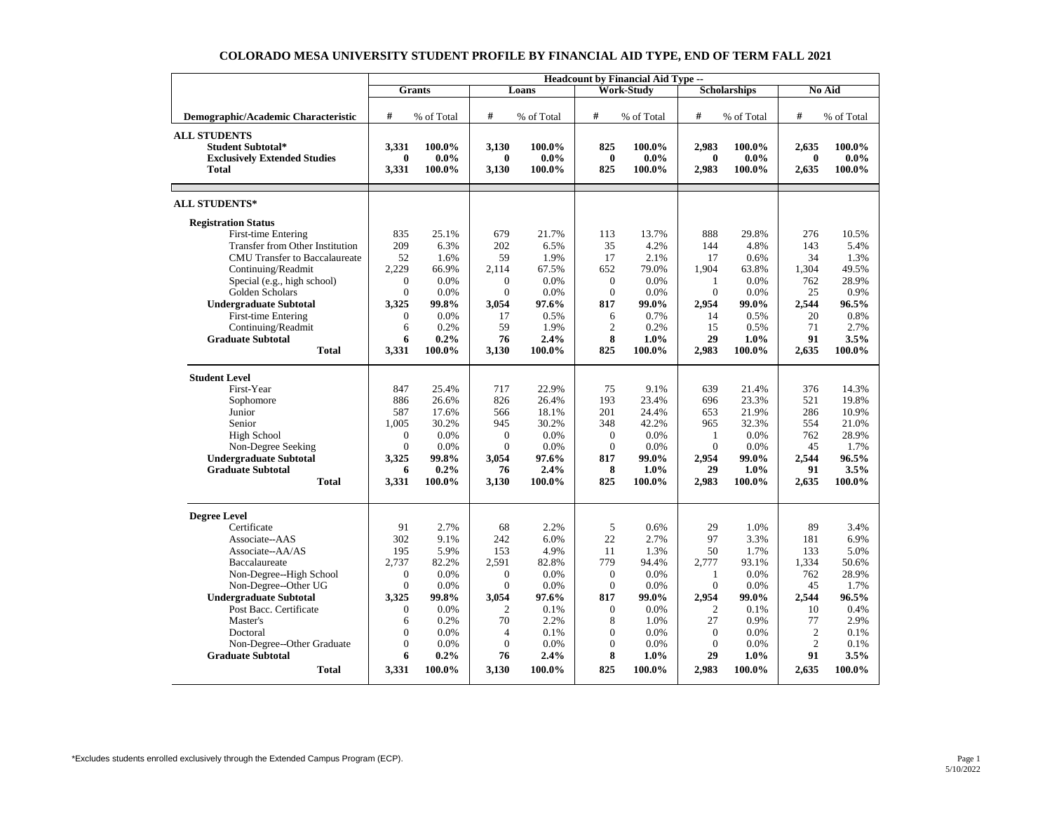# COLORADO MESA UNIVERSITY STUDENT PROFILE BY FINANCIAL AID TYPE, END OF TERM FALL 2021

| | Headcount by Financial Aid Type -- | | | | | | | | | |
|---|---|---|---|---|---|---|---|---|---|---|
| | Grants | | Loans | | Work-Study | | Scholarships | | No Aid | |
| Demographic/Academic Characteristic | # | % of Total | # | % of Total | # | % of Total | # | % of Total | # | % of Total |
| **ALL STUDENTS** | | | | | | | | | | |
| **Student Subtotal*** | **3,331** | **100.0%** | **3,130** | **100.0%** | **825** | **100.0%** | **2,983** | **100.0%** | **2,635** | **100.0%** |
| **Exclusively Extended Studies** | **0** | **0.0%** | **0** | **0.0%** | **0** | **0.0%** | **0** | **0.0%** | **0** | **0.0%** |
| **Total** | **3,331** | **100.0%** | **3,130** | **100.0%** | **825** | **100.0%** | **2,983** | **100.0%** | **2,635** | **100.0%** |
| **ALL STUDENTS*** | | | | | | | | | | |
| **Registration Status** | | | | | | | | | | |
| First-time Entering | 835 | 25.1% | 679 | 21.7% | 113 | 13.7% | 888 | 29.8% | 276 | 10.5% |
| Transfer from Other Institution | 209 | 6.3% | 202 | 6.5% | 35 | 4.2% | 144 | 4.8% | 143 | 5.4% |
| CMU Transfer to Baccalaureate | 52 | 1.6% | 59 | 1.9% | 17 | 2.1% | 17 | 0.6% | 34 | 1.3% |
| Continuing/Readmit | 2,229 | 66.9% | 2,114 | 67.5% | 652 | 79.0% | 1,904 | 63.8% | 1,304 | 49.5% |
| Special (e.g., high school) | 0 | 0.0% | 0 | 0.0% | 0 | 0.0% | 1 | 0.0% | 762 | 28.9% |
| Golden Scholars | 0 | 0.0% | 0 | 0.0% | 0 | 0.0% | 0 | 0.0% | 25 | 0.9% |
| **Undergraduate Subtotal** | **3,325** | **99.8%** | **3,054** | **97.6%** | **817** | **99.0%** | **2,954** | **99.0%** | **2,544** | **96.5%** |
| First-time Entering | 0 | 0.0% | 17 | 0.5% | 6 | 0.7% | 14 | 0.5% | 20 | 0.8% |
| Continuing/Readmit | 6 | 0.2% | 59 | 1.9% | 2 | 0.2% | 15 | 0.5% | 71 | 2.7% |
| **Graduate Subtotal** | **6** | **0.2%** | **76** | **2.4%** | **8** | **1.0%** | **29** | **1.0%** | **91** | **3.5%** |
| **Total** | **3,331** | **100.0%** | **3,130** | **100.0%** | **825** | **100.0%** | **2,983** | **100.0%** | **2,635** | **100.0%** |
| **Student Level** | | | | | | | | | | |
| First-Year | 847 | 25.4% | 717 | 22.9% | 75 | 9.1% | 639 | 21.4% | 376 | 14.3% |
| Sophomore | 886 | 26.6% | 826 | 26.4% | 193 | 23.4% | 696 | 23.3% | 521 | 19.8% |
| Junior | 587 | 17.6% | 566 | 18.1% | 201 | 24.4% | 653 | 21.9% | 286 | 10.9% |
| Senior | 1,005 | 30.2% | 945 | 30.2% | 348 | 42.2% | 965 | 32.3% | 554 | 21.0% |
| High School | 0 | 0.0% | 0 | 0.0% | 0 | 0.0% | 1 | 0.0% | 762 | 28.9% |
| Non-Degree Seeking | 0 | 0.0% | 0 | 0.0% | 0 | 0.0% | 0 | 0.0% | 45 | 1.7% |
| **Undergraduate Subtotal** | **3,325** | **99.8%** | **3,054** | **97.6%** | **817** | **99.0%** | **2,954** | **99.0%** | **2,544** | **96.5%** |
| **Graduate Subtotal** | **6** | **0.2%** | **76** | **2.4%** | **8** | **1.0%** | **29** | **1.0%** | **91** | **3.5%** |
| **Total** | **3,331** | **100.0%** | **3,130** | **100.0%** | **825** | **100.0%** | **2,983** | **100.0%** | **2,635** | **100.0%** |
| **Degree Level** | | | | | | | | | | |
| Certificate | 91 | 2.7% | 68 | 2.2% | 5 | 0.6% | 29 | 1.0% | 89 | 3.4% |
| Associate--AAS | 302 | 9.1% | 242 | 6.0% | 22 | 2.7% | 97 | 3.3% | 181 | 6.9% |
| Associate--AA/AS | 195 | 5.9% | 153 | 4.9% | 11 | 1.3% | 50 | 1.7% | 133 | 5.0% |
| Baccalaureate | 2,737 | 82.2% | 2,591 | 82.8% | 779 | 94.4% | 2,777 | 93.1% | 1,334 | 50.6% |
| Non-Degree--High School | 0 | 0.0% | 0 | 0.0% | 0 | 0.0% | 1 | 0.0% | 762 | 28.9% |
| Non-Degree--Other UG | 0 | 0.0% | 0 | 0.0% | 0 | 0.0% | 0 | 0.0% | 45 | 1.7% |
| **Undergraduate Subtotal** | **3,325** | **99.8%** | **3,054** | **97.6%** | **817** | **99.0%** | **2,954** | **99.0%** | **2,544** | **96.5%** |
| Post Bacc. Certificate | 0 | 0.0% | 2 | 0.1% | 0 | 0.0% | 2 | 0.1% | 10 | 0.4% |
| Master's | 6 | 0.2% | 70 | 2.2% | 8 | 1.0% | 27 | 0.9% | 77 | 2.9% |
| Doctoral | 0 | 0.0% | 4 | 0.1% | 0 | 0.0% | 0 | 0.0% | 2 | 0.1% |
| Non-Degree--Other Graduate | 0 | 0.0% | 0 | 0.0% | 0 | 0.0% | 0 | 0.0% | 2 | 0.1% |
| **Graduate Subtotal** | **6** | **0.2%** | **76** | **2.4%** | **8** | **1.0%** | **29** | **1.0%** | **91** | **3.5%** |
| **Total** | **3,331** | **100.0%** | **3,130** | **100.0%** | **825** | **100.0%** | **2,983** | **100.0%** | **2,635** | **100.0%** |

*Excludes students enrolled exclusively through the Extended Campus Program (ECP).

5/10/2022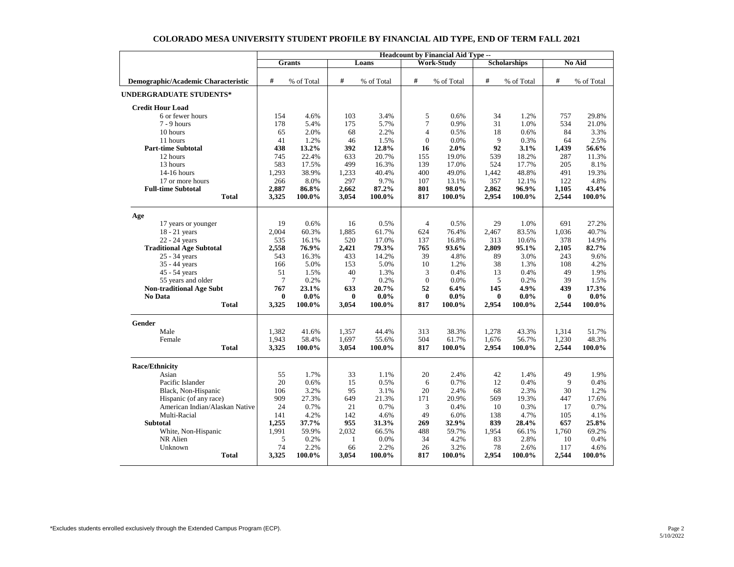# COLORADO MESA UNIVERSITY STUDENT PROFILE BY FINANCIAL AID TYPE, END OF TERM FALL 2021

| | Headcount by Financial Aid Type -- | | | | | | | | | |
|---|---|---|---|---|---|---|---|---|---|---|
| | Grants | | Loans | | Work-Study | | Scholarships | | No Aid | |
| Demographic/Academic Characteristic | # | % of Total | # | % of Total | # | % of Total | # | % of Total | # | % of Total |
| **UNDERGRADUATE STUDENTS*** | | | | | | | | | | |
| **Credit Hour Load** | | | | | | | | | | |
| 6 or fewer hours | 154 | 4.6% | 103 | 3.4% | 5 | 0.6% | 34 | 1.2% | 757 | 29.8% |
| 7 - 9 hours | 178 | 5.4% | 175 | 5.7% | 7 | 0.9% | 31 | 1.0% | 534 | 21.0% |
| 10 hours | 65 | 2.0% | 68 | 2.2% | 4 | 0.5% | 18 | 0.6% | 84 | 3.3% |
| 11 hours | 41 | 1.2% | 46 | 1.5% | 0 | 0.0% | 9 | 0.3% | 64 | 2.5% |
| **Part-time Subtotal** | **438** | **13.2%** | **392** | **12.8%** | **16** | **2.0%** | **92** | **3.1%** | **1,439** | **56.6%** |
| 12 hours | 745 | 22.4% | 633 | 20.7% | 155 | 19.0% | 539 | 18.2% | 287 | 11.3% |
| 13 hours | 583 | 17.5% | 499 | 16.3% | 139 | 17.0% | 524 | 17.7% | 205 | 8.1% |
| 14-16 hours | 1,293 | 38.9% | 1,233 | 40.4% | 400 | 49.0% | 1,442 | 48.8% | 491 | 19.3% |
| 17 or more hours | 266 | 8.0% | 297 | 9.7% | 107 | 13.1% | 357 | 12.1% | 122 | 4.8% |
| **Full-time Subtotal** | **2,887** | **86.8%** | **2,662** | **87.2%** | **801** | **98.0%** | **2,862** | **96.9%** | **1,105** | **43.4%** |
| **Total** | **3,325** | **100.0%** | **3,054** | **100.0%** | **817** | **100.0%** | **2,954** | **100.0%** | **2,544** | **100.0%** |
| **Age** | | | | | | | | | | |
| 17 years or younger | 19 | 0.6% | 16 | 0.5% | 4 | 0.5% | 29 | 1.0% | 691 | 27.2% |
| 18 - 21 years | 2,004 | 60.3% | 1,885 | 61.7% | 624 | 76.4% | 2,467 | 83.5% | 1,036 | 40.7% |
| 22 - 24 years | 535 | 16.1% | 520 | 17.0% | 137 | 16.8% | 313 | 10.6% | 378 | 14.9% |
| **Traditional Age Subtotal** | **2,558** | **76.9%** | **2,421** | **79.3%** | **765** | **93.6%** | **2,809** | **95.1%** | **2,105** | **82.7%** |
| 25 - 34 years | 543 | 16.3% | 433 | 14.2% | 39 | 4.8% | 89 | 3.0% | 243 | 9.6% |
| 35 - 44 years | 166 | 5.0% | 153 | 5.0% | 10 | 1.2% | 38 | 1.3% | 108 | 4.2% |
| 45 - 54 years | 51 | 1.5% | 40 | 1.3% | 3 | 0.4% | 13 | 0.4% | 49 | 1.9% |
| 55 years and older | 7 | 0.2% | 7 | 0.2% | 0 | 0.0% | 5 | 0.2% | 39 | 1.5% |
| **Non-traditional Age Subt** | **767** | **23.1%** | **633** | **20.7%** | **52** | **6.4%** | **145** | **4.9%** | **439** | **17.3%** |
| **No Data** | **0** | **0.0%** | **0** | **0.0%** | **0** | **0.0%** | **0** | **0.0%** | **0** | **0.0%** |
| **Total** | **3,325** | **100.0%** | **3,054** | **100.0%** | **817** | **100.0%** | **2,954** | **100.0%** | **2,544** | **100.0%** |
| **Gender** | | | | | | | | | | |
| Male | 1,382 | 41.6% | 1,357 | 44.4% | 313 | 38.3% | 1,278 | 43.3% | 1,314 | 51.7% |
| Female | 1,943 | 58.4% | 1,697 | 55.6% | 504 | 61.7% | 1,676 | 56.7% | 1,230 | 48.3% |
| **Total** | **3,325** | **100.0%** | **3,054** | **100.0%** | **817** | **100.0%** | **2,954** | **100.0%** | **2,544** | **100.0%** |
| **Race/Ethnicity** | | | | | | | | | | |
| Asian | 55 | 1.7% | 33 | 1.1% | 20 | 2.4% | 42 | 1.4% | 49 | 1.9% |
| Pacific Islander | 20 | 0.6% | 15 | 0.5% | 6 | 0.7% | 12 | 0.4% | 9 | 0.4% |
| Black, Non-Hispanic | 106 | 3.2% | 95 | 3.1% | 20 | 2.4% | 68 | 2.3% | 30 | 1.2% |
| Hispanic (of any race) | 909 | 27.3% | 649 | 21.3% | 171 | 20.9% | 569 | 19.3% | 447 | 17.6% |
| American Indian/Alaskan Native | 24 | 0.7% | 21 | 0.7% | 3 | 0.4% | 10 | 0.3% | 17 | 0.7% |
| Multi-Racial | 141 | 4.2% | 142 | 4.6% | 49 | 6.0% | 138 | 4.7% | 105 | 4.1% |
| **Subtotal** | **1,255** | **37.7%** | **955** | **31.3%** | **269** | **32.9%** | **839** | **28.4%** | **657** | **25.8%** |
| White, Non-Hispanic | 1,991 | 59.9% | 2,032 | 66.5% | 488 | 59.7% | 1,954 | 66.1% | 1,760 | 69.2% |
| NR Alien | 5 | 0.2% | 1 | 0.0% | 34 | 4.2% | 83 | 2.8% | 10 | 0.4% |
| Unknown | 74 | 2.2% | 66 | 2.2% | 26 | 3.2% | 78 | 2.6% | 117 | 4.6% |
| **Total** | **3,325** | **100.0%** | **3,054** | **100.0%** | **817** | **100.0%** | **2,954** | **100.0%** | **2,544** | **100.0%** |

*Excludes students enrolled exclusively through the Extended Campus Program (ECP).

5/10/2022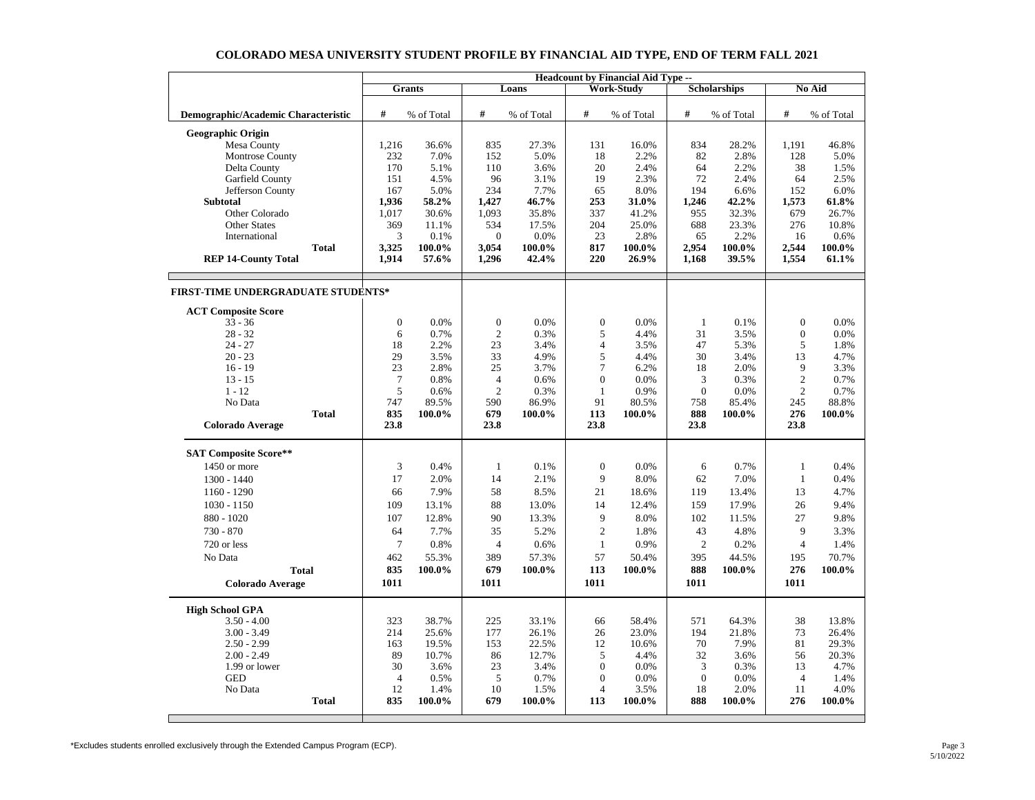## COLORADO MESA UNIVERSITY STUDENT PROFILE BY FINANCIAL AID TYPE, END OF TERM FALL 2021

| | Headcount by Financial Aid Type -- | | | | | | | | | |
|---|---|---|---|---|---|---|---|---|---|---|
| | Grants | | Loans | | Work-Study | | Scholarships | | No Aid | |
| Demographic/Academic Characteristic | # | % of Total | # | % of Total | # | % of Total | # | % of Total | # | % of Total |
| **Geographic Origin** | | | | | | | | | | |
| Mesa County | 1,216 | 36.6% | 835 | 27.3% | 131 | 16.0% | 834 | 28.2% | 1,191 | 46.8% |
| Montrose County | 232 | 7.0% | 152 | 5.0% | 18 | 2.2% | 82 | 2.8% | 128 | 5.0% |
| Delta County | 170 | 5.1% | 110 | 3.6% | 20 | 2.4% | 64 | 2.2% | 38 | 1.5% |
| Garfield County | 151 | 4.5% | 96 | 3.1% | 19 | 2.3% | 72 | 2.4% | 64 | 2.5% |
| Jefferson County | 167 | 5.0% | 234 | 7.7% | 65 | 8.0% | 194 | 6.6% | 152 | 6.0% |
| **Subtotal** | **1,936** | **58.2%** | **1,427** | **46.7%** | **253** | **31.0%** | **1,246** | **42.2%** | **1,573** | **61.8%** |
| Other Colorado | 1,017 | 30.6% | 1,093 | 35.8% | 337 | 41.2% | 955 | 32.3% | 679 | 26.7% |
| Other States | 369 | 11.1% | 534 | 17.5% | 204 | 25.0% | 688 | 23.3% | 276 | 10.8% |
| International | 3 | 0.1% | 0 | 0.0% | 23 | 2.8% | 65 | 2.2% | 16 | 0.6% |
| **Total** | **3,325** | **100.0%** | **3,054** | **100.0%** | **817** | **100.0%** | **2,954** | **100.0%** | **2,544** | **100.0%** |
| **REP 14-County Total** | **1,914** | **57.6%** | **1,296** | **42.4%** | **220** | **26.9%** | **1,168** | **39.5%** | **1,554** | **61.1%** |
| **FIRST-TIME UNDERGRADUATE STUDENTS*** | | | | | | | | | | |
| **ACT Composite Score** | | | | | | | | | | |
| 33 - 36 | 0 | 0.0% | 0 | 0.0% | 0 | 0.0% | 1 | 0.1% | 0 | 0.0% |
| 28 - 32 | 6 | 0.7% | 2 | 0.3% | 5 | 4.4% | 31 | 3.5% | 0 | 0.0% |
| 24 - 27 | 18 | 2.2% | 23 | 3.4% | 4 | 3.5% | 47 | 5.3% | 5 | 1.8% |
| 20 - 23 | 29 | 3.5% | 33 | 4.9% | 5 | 4.4% | 30 | 3.4% | 13 | 4.7% |
| 16 - 19 | 23 | 2.8% | 25 | 3.7% | 7 | 6.2% | 18 | 2.0% | 9 | 3.3% |
| 13 - 15 | 7 | 0.8% | 4 | 0.6% | 0 | 0.0% | 3 | 0.3% | 2 | 0.7% |
| 1 - 12 | 5 | 0.6% | 2 | 0.3% | 1 | 0.9% | 0 | 0.0% | 2 | 0.7% |
| No Data | 747 | 89.5% | 590 | 86.9% | 91 | 80.5% | 758 | 85.4% | 245 | 88.8% |
| **Total** | **835** | **100.0%** | **679** | **100.0%** | **113** | **100.0%** | **888** | **100.0%** | **276** | **100.0%** |
| **Colorado Average** | **23.8** | | **23.8** | | **23.8** | | **23.8** | | **23.8** | |
| **SAT Composite Score**** | | | | | | | | | | |
| 1450 or more | 3 | 0.4% | 1 | 0.1% | 0 | 0.0% | 6 | 0.7% | 1 | 0.4% |
| 1300 - 1440 | 17 | 2.0% | 14 | 2.1% | 9 | 8.0% | 62 | 7.0% | 1 | 0.4% |
| 1160 - 1290 | 66 | 7.9% | 58 | 8.5% | 21 | 18.6% | 119 | 13.4% | 13 | 4.7% |
| 1030 - 1150 | 109 | 13.1% | 88 | 13.0% | 14 | 12.4% | 159 | 17.9% | 26 | 9.4% |
| 880 - 1020 | 107 | 12.8% | 90 | 13.3% | 9 | 8.0% | 102 | 11.5% | 27 | 9.8% |
| 730 - 870 | 64 | 7.7% | 35 | 5.2% | 2 | 1.8% | 43 | 4.8% | 9 | 3.3% |
| 720 or less | 7 | 0.8% | 4 | 0.6% | 1 | 0.9% | 2 | 0.2% | 4 | 1.4% |
| No Data | 462 | 55.3% | 389 | 57.3% | 57 | 50.4% | 395 | 44.5% | 195 | 70.7% |
| **Total** | **835** | **100.0%** | **679** | **100.0%** | **113** | **100.0%** | **888** | **100.0%** | **276** | **100.0%** |
| **Colorado Average** | **1011** | | **1011** | | **1011** | | **1011** | | **1011** | |
| **High School GPA** | | | | | | | | | | |
| 3.50 - 4.00 | 323 | 38.7% | 225 | 33.1% | 66 | 58.4% | 571 | 64.3% | 38 | 13.8% |
| 3.00 - 3.49 | 214 | 25.6% | 177 | 26.1% | 26 | 23.0% | 194 | 21.8% | 73 | 26.4% |
| 2.50 - 2.99 | 163 | 19.5% | 153 | 22.5% | 12 | 10.6% | 70 | 7.9% | 81 | 29.3% |
| 2.00 - 2.49 | 89 | 10.7% | 86 | 12.7% | 5 | 4.4% | 32 | 3.6% | 56 | 20.3% |
| 1.99 or lower | 30 | 3.6% | 23 | 3.4% | 0 | 0.0% | 3 | 0.3% | 13 | 4.7% |
| GED | 4 | 0.5% | 5 | 0.7% | 0 | 0.0% | 0 | 0.0% | 4 | 1.4% |
| No Data | 12 | 1.4% | 10 | 1.5% | 4 | 3.5% | 18 | 2.0% | 11 | 4.0% |
| **Total** | **835** | **100.0%** | **679** | **100.0%** | **113** | **100.0%** | **888** | **100.0%** | **276** | **100.0%** |

*Excludes students enrolled exclusively through the Extended Campus Program (ECP).

5/10/2022